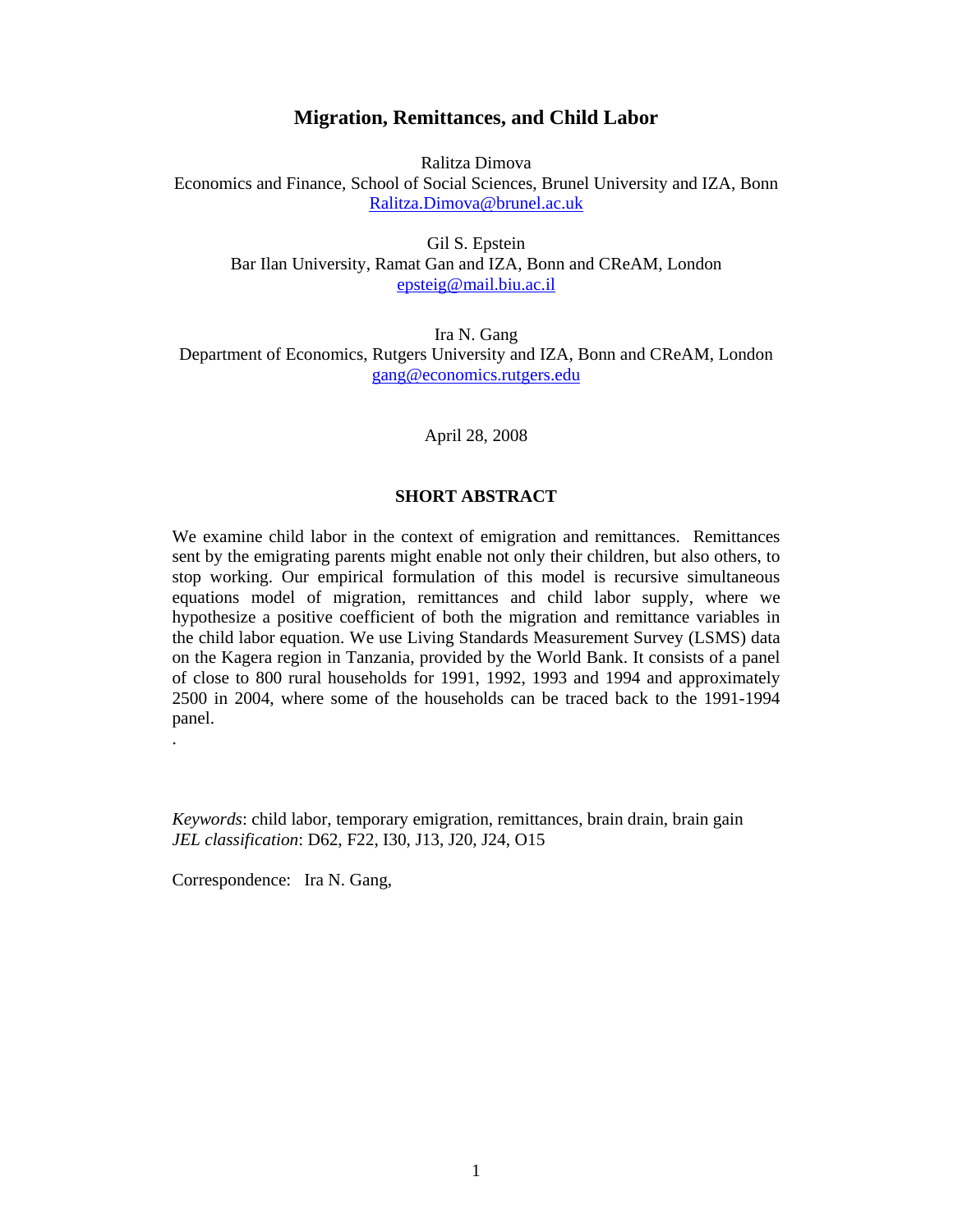# Migration, Remittances, and Child Labor

Ralitza Dimova
Economics and Finance, School of Social Sciences, Brunel University and IZA, Bonn
Ralitza.Dimova@brunel.ac.uk

Gil S. Epstein
Bar Ilan University, Ramat Gan and IZA, Bonn and CReAM, London
epsteig@mail.biu.ac.il

Ira N. Gang
Department of Economics, Rutgers University and IZA, Bonn and CReAM, London
gang@economics.rutgers.edu

April 28, 2008

## SHORT ABSTRACT

We examine child labor in the context of emigration and remittances. Remittances sent by the emigrating parents might enable not only their children, but also others, to stop working. Our empirical formulation of this model is recursive simultaneous equations model of migration, remittances and child labor supply, where we hypothesize a positive coefficient of both the migration and remittance variables in the child labor equation. We use Living Standards Measurement Survey (LSMS) data on the Kagera region in Tanzania, provided by the World Bank. It consists of a panel of close to 800 rural households for 1991, 1992, 1993 and 1994 and approximately 2500 in 2004, where some of the households can be traced back to the 1991-1994 panel.

.

*Keywords*: child labor, temporary emigration, remittances, brain drain, brain gain
*JEL classification*: D62, F22, I30, J13, J20, J24, O15

Correspondence: Ira N. Gang,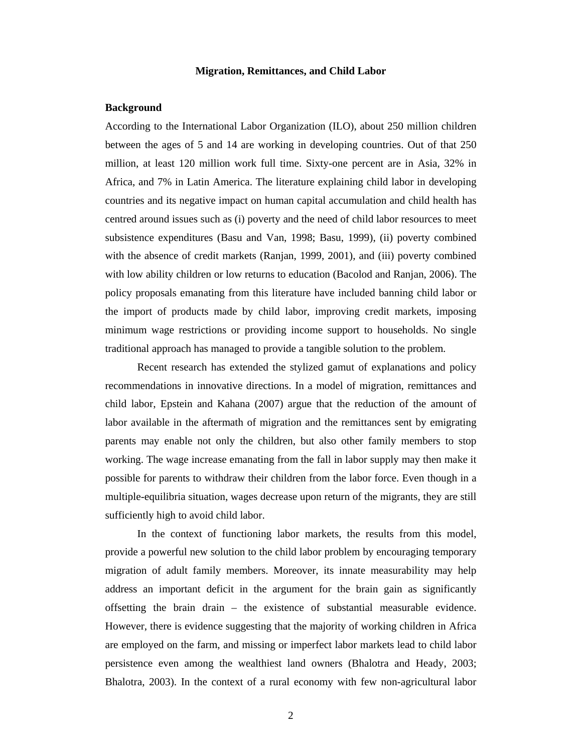# Migration, Remittances, and Child Labor

## Background

According to the International Labor Organization (ILO), about 250 million children between the ages of 5 and 14 are working in developing countries. Out of that 250 million, at least 120 million work full time. Sixty-one percent are in Asia, 32% in Africa, and 7% in Latin America. The literature explaining child labor in developing countries and its negative impact on human capital accumulation and child health has centred around issues such as (i) poverty and the need of child labor resources to meet subsistence expenditures (Basu and Van, 1998; Basu, 1999), (ii) poverty combined with the absence of credit markets (Ranjan, 1999, 2001), and (iii) poverty combined with low ability children or low returns to education (Bacolod and Ranjan, 2006). The policy proposals emanating from this literature have included banning child labor or the import of products made by child labor, improving credit markets, imposing minimum wage restrictions or providing income support to households. No single traditional approach has managed to provide a tangible solution to the problem.

Recent research has extended the stylized gamut of explanations and policy recommendations in innovative directions. In a model of migration, remittances and child labor, Epstein and Kahana (2007) argue that the reduction of the amount of labor available in the aftermath of migration and the remittances sent by emigrating parents may enable not only the children, but also other family members to stop working. The wage increase emanating from the fall in labor supply may then make it possible for parents to withdraw their children from the labor force. Even though in a multiple-equilibria situation, wages decrease upon return of the migrants, they are still sufficiently high to avoid child labor.

In the context of functioning labor markets, the results from this model, provide a powerful new solution to the child labor problem by encouraging temporary migration of adult family members. Moreover, its innate measurability may help address an important deficit in the argument for the brain gain as significantly offsetting the brain drain – the existence of substantial measurable evidence. However, there is evidence suggesting that the majority of working children in Africa are employed on the farm, and missing or imperfect labor markets lead to child labor persistence even among the wealthiest land owners (Bhalotra and Heady, 2003; Bhalotra, 2003). In the context of a rural economy with few non-agricultural labor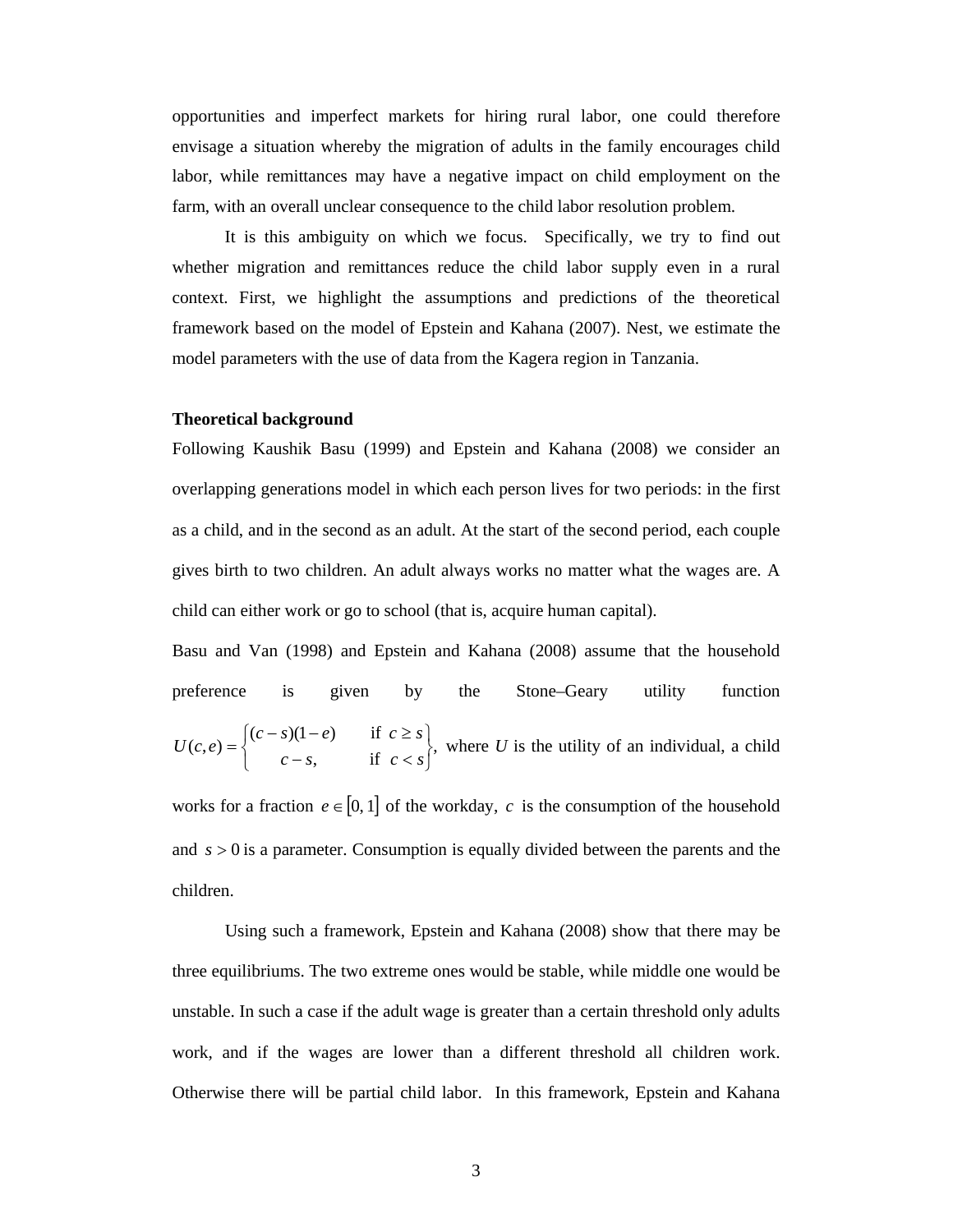opportunities and imperfect markets for hiring rural labor, one could therefore envisage a situation whereby the migration of adults in the family encourages child labor, while remittances may have a negative impact on child employment on the farm, with an overall unclear consequence to the child labor resolution problem.

It is this ambiguity on which we focus. Specifically, we try to find out whether migration and remittances reduce the child labor supply even in a rural context. First, we highlight the assumptions and predictions of the theoretical framework based on the model of Epstein and Kahana (2007). Nest, we estimate the model parameters with the use of data from the Kagera region in Tanzania.

**Theoretical background**

Following Kaushik Basu (1999) and Epstein and Kahana (2008) we consider an overlapping generations model in which each person lives for two periods: in the first as a child, and in the second as an adult. At the start of the second period, each couple gives birth to two children. An adult always works no matter what the wages are. A child can either work or go to school (that is, acquire human capital).

Basu and Van (1998) and Epstein and Kahana (2008) assume that the household preference is given by the Stone–Geary utility function $U(c,e) = \begin{cases} (c-s)(1-e) & \text{if } c \geq s \\ c-s, & \text{if } c < s \end{cases}$, where $U$ is the utility of an individual, a child works for a fraction $e \in [0,1]$ of the workday, $c$ is the consumption of the household and $s > 0$ is a parameter. Consumption is equally divided between the parents and the children.

Using such a framework, Epstein and Kahana (2008) show that there may be three equilibriums. The two extreme ones would be stable, while middle one would be unstable. In such a case if the adult wage is greater than a certain threshold only adults work, and if the wages are lower than a different threshold all children work. Otherwise there will be partial child labor. In this framework, Epstein and Kahana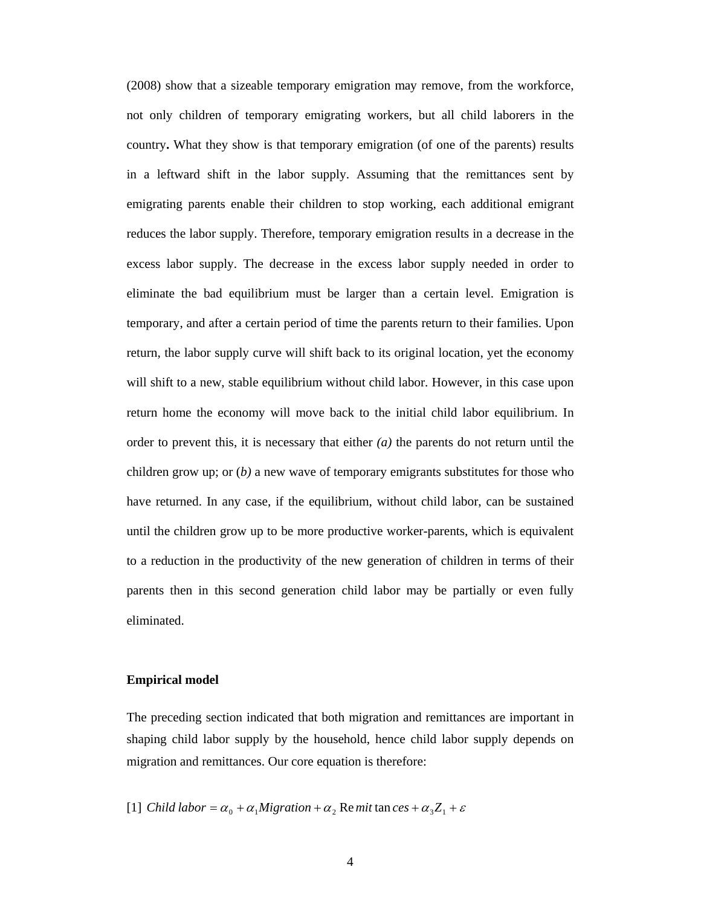(2008) show that a sizeable temporary emigration may remove, from the workforce, not only children of temporary emigrating workers, but all child laborers in the country**.** What they show is that temporary emigration (of one of the parents) results in a leftward shift in the labor supply. Assuming that the remittances sent by emigrating parents enable their children to stop working, each additional emigrant reduces the labor supply. Therefore, temporary emigration results in a decrease in the excess labor supply. The decrease in the excess labor supply needed in order to eliminate the bad equilibrium must be larger than a certain level. Emigration is temporary, and after a certain period of time the parents return to their families. Upon return, the labor supply curve will shift back to its original location, yet the economy will shift to a new, stable equilibrium without child labor. However, in this case upon return home the economy will move back to the initial child labor equilibrium. In order to prevent this, it is necessary that either *(a)* the parents do not return until the children grow up; or (*b)* a new wave of temporary emigrants substitutes for those who have returned. In any case, if the equilibrium, without child labor, can be sustained until the children grow up to be more productive worker-parents, which is equivalent to a reduction in the productivity of the new generation of children in terms of their parents then in this second generation child labor may be partially or even fully eliminated.

**Empirical model**

The preceding section indicated that both migration and remittances are important in shaping child labor supply by the household, hence child labor supply depends on migration and remittances. Our core equation is therefore:

[1] $\text{Child labor} = \alpha_0 + \alpha_1 \text{Migration} + \alpha_2 \text{Remittances} + \alpha_3 Z_1 + \varepsilon$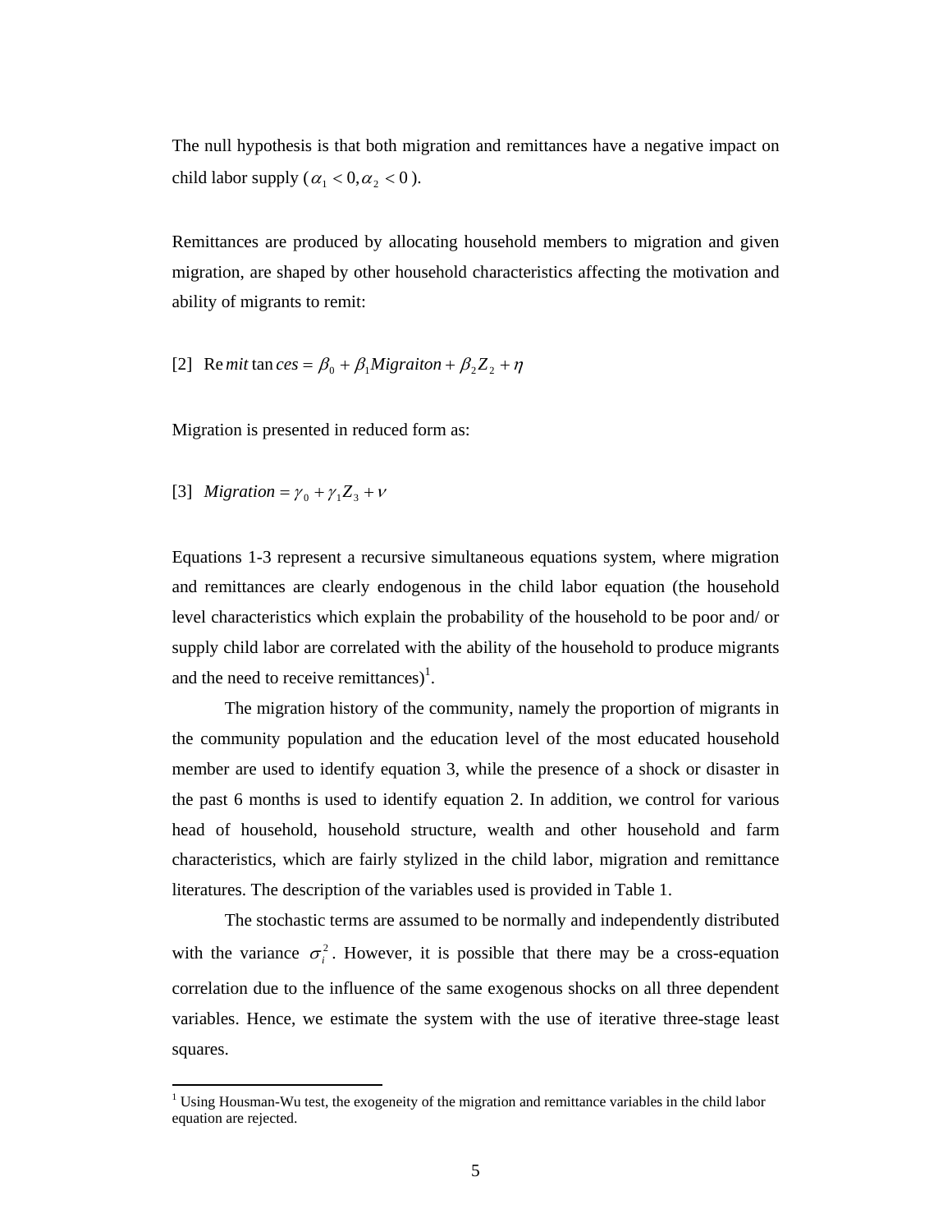The null hypothesis is that both migration and remittances have a negative impact on child labor supply ($\alpha_1 < 0, \alpha_2 < 0$).

Remittances are produced by allocating household members to migration and given migration, are shaped by other household characteristics affecting the motivation and ability of migrants to remit:

$$[2] \quad Remittances = \beta_0 + \beta_1 Migraiton + \beta_2 Z_2 + \eta$$

Migration is presented in reduced form as:

$$[3] \quad Migration = \gamma_0 + \gamma_1 Z_3 + \nu$$

Equations 1-3 represent a recursive simultaneous equations system, where migration and remittances are clearly endogenous in the child labor equation (the household level characteristics which explain the probability of the household to be poor and/ or supply child labor are correlated with the ability of the household to produce migrants and the need to receive remittances)[1].

The migration history of the community, namely the proportion of migrants in the community population and the education level of the most educated household member are used to identify equation 3, while the presence of a shock or disaster in the past 6 months is used to identify equation 2. In addition, we control for various head of household, household structure, wealth and other household and farm characteristics, which are fairly stylized in the child labor, migration and remittance literatures. The description of the variables used is provided in Table 1.

The stochastic terms are assumed to be normally and independently distributed with the variance $\sigma_i^2$. However, it is possible that there may be a cross-equation correlation due to the influence of the same exogenous shocks on all three dependent variables. Hence, we estimate the system with the use of iterative three-stage least squares.

[1] Using Housman-Wu test, the exogeneity of the migration and remittance variables in the child labor equation are rejected.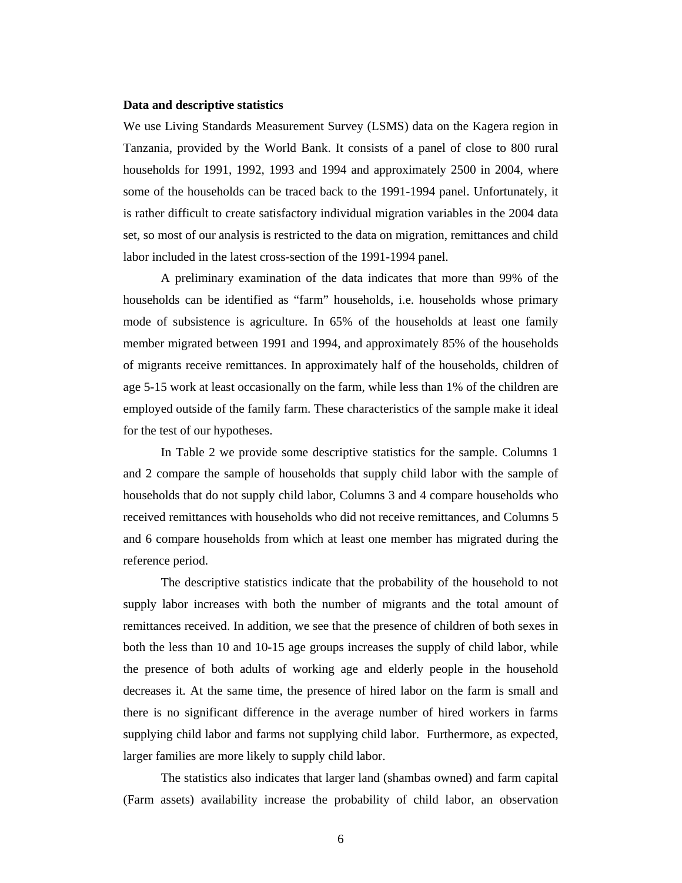**Data and descriptive statistics**

We use Living Standards Measurement Survey (LSMS) data on the Kagera region in Tanzania, provided by the World Bank. It consists of a panel of close to 800 rural households for 1991, 1992, 1993 and 1994 and approximately 2500 in 2004, where some of the households can be traced back to the 1991-1994 panel. Unfortunately, it is rather difficult to create satisfactory individual migration variables in the 2004 data set, so most of our analysis is restricted to the data on migration, remittances and child labor included in the latest cross-section of the 1991-1994 panel.

A preliminary examination of the data indicates that more than 99% of the households can be identified as "farm" households, i.e. households whose primary mode of subsistence is agriculture. In 65% of the households at least one family member migrated between 1991 and 1994, and approximately 85% of the households of migrants receive remittances. In approximately half of the households, children of age 5-15 work at least occasionally on the farm, while less than 1% of the children are employed outside of the family farm. These characteristics of the sample make it ideal for the test of our hypotheses.

In Table 2 we provide some descriptive statistics for the sample. Columns 1 and 2 compare the sample of households that supply child labor with the sample of households that do not supply child labor, Columns 3 and 4 compare households who received remittances with households who did not receive remittances, and Columns 5 and 6 compare households from which at least one member has migrated during the reference period.

The descriptive statistics indicate that the probability of the household to not supply labor increases with both the number of migrants and the total amount of remittances received. In addition, we see that the presence of children of both sexes in both the less than 10 and 10-15 age groups increases the supply of child labor, while the presence of both adults of working age and elderly people in the household decreases it. At the same time, the presence of hired labor on the farm is small and there is no significant difference in the average number of hired workers in farms supplying child labor and farms not supplying child labor. Furthermore, as expected, larger families are more likely to supply child labor.

The statistics also indicates that larger land (shambas owned) and farm capital (Farm assets) availability increase the probability of child labor, an observation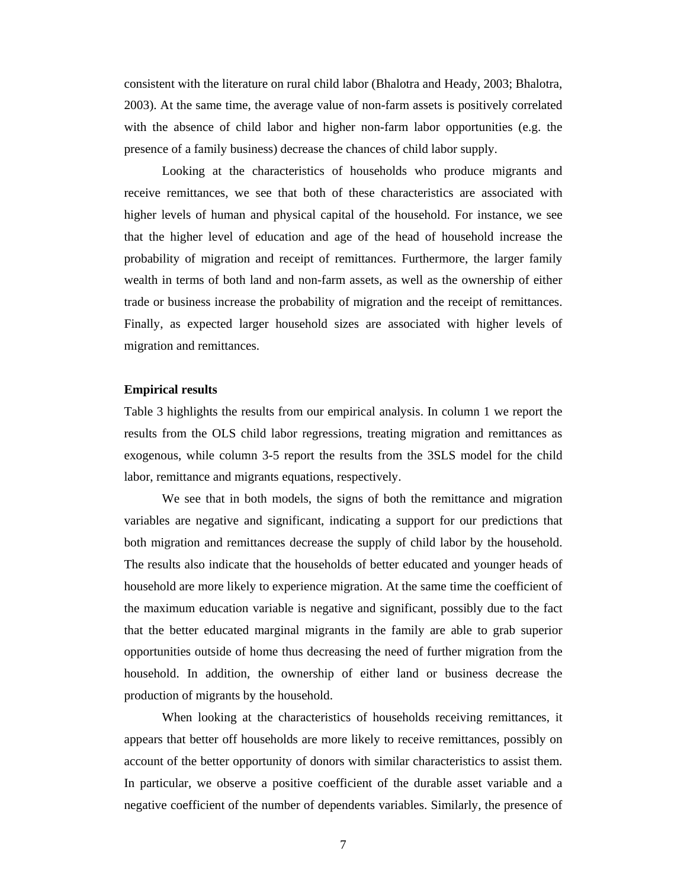consistent with the literature on rural child labor (Bhalotra and Heady, 2003; Bhalotra, 2003). At the same time, the average value of non-farm assets is positively correlated with the absence of child labor and higher non-farm labor opportunities (e.g. the presence of a family business) decrease the chances of child labor supply.

Looking at the characteristics of households who produce migrants and receive remittances, we see that both of these characteristics are associated with higher levels of human and physical capital of the household. For instance, we see that the higher level of education and age of the head of household increase the probability of migration and receipt of remittances. Furthermore, the larger family wealth in terms of both land and non-farm assets, as well as the ownership of either trade or business increase the probability of migration and the receipt of remittances. Finally, as expected larger household sizes are associated with higher levels of migration and remittances.

**Empirical results**

Table 3 highlights the results from our empirical analysis. In column 1 we report the results from the OLS child labor regressions, treating migration and remittances as exogenous, while column 3-5 report the results from the 3SLS model for the child labor, remittance and migrants equations, respectively.

We see that in both models, the signs of both the remittance and migration variables are negative and significant, indicating a support for our predictions that both migration and remittances decrease the supply of child labor by the household. The results also indicate that the households of better educated and younger heads of household are more likely to experience migration. At the same time the coefficient of the maximum education variable is negative and significant, possibly due to the fact that the better educated marginal migrants in the family are able to grab superior opportunities outside of home thus decreasing the need of further migration from the household. In addition, the ownership of either land or business decrease the production of migrants by the household.

When looking at the characteristics of households receiving remittances, it appears that better off households are more likely to receive remittances, possibly on account of the better opportunity of donors with similar characteristics to assist them. In particular, we observe a positive coefficient of the durable asset variable and a negative coefficient of the number of dependents variables. Similarly, the presence of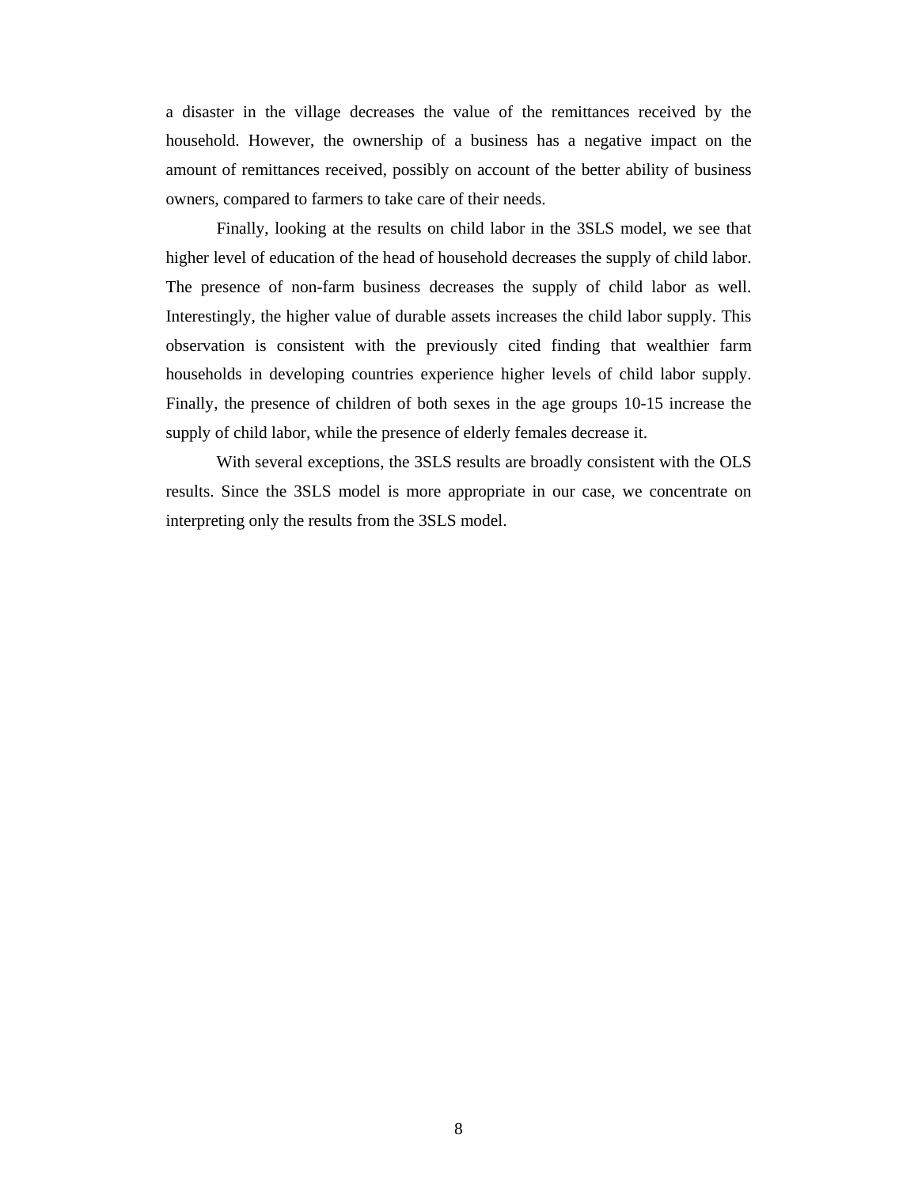a disaster in the village decreases the value of the remittances received by the household. However, the ownership of a business has a negative impact on the amount of remittances received, possibly on account of the better ability of business owners, compared to farmers to take care of their needs.

Finally, looking at the results on child labor in the 3SLS model, we see that higher level of education of the head of household decreases the supply of child labor. The presence of non-farm business decreases the supply of child labor as well. Interestingly, the higher value of durable assets increases the child labor supply. This observation is consistent with the previously cited finding that wealthier farm households in developing countries experience higher levels of child labor supply. Finally, the presence of children of both sexes in the age groups 10-15 increase the supply of child labor, while the presence of elderly females decrease it.

With several exceptions, the 3SLS results are broadly consistent with the OLS results. Since the 3SLS model is more appropriate in our case, we concentrate on interpreting only the results from the 3SLS model.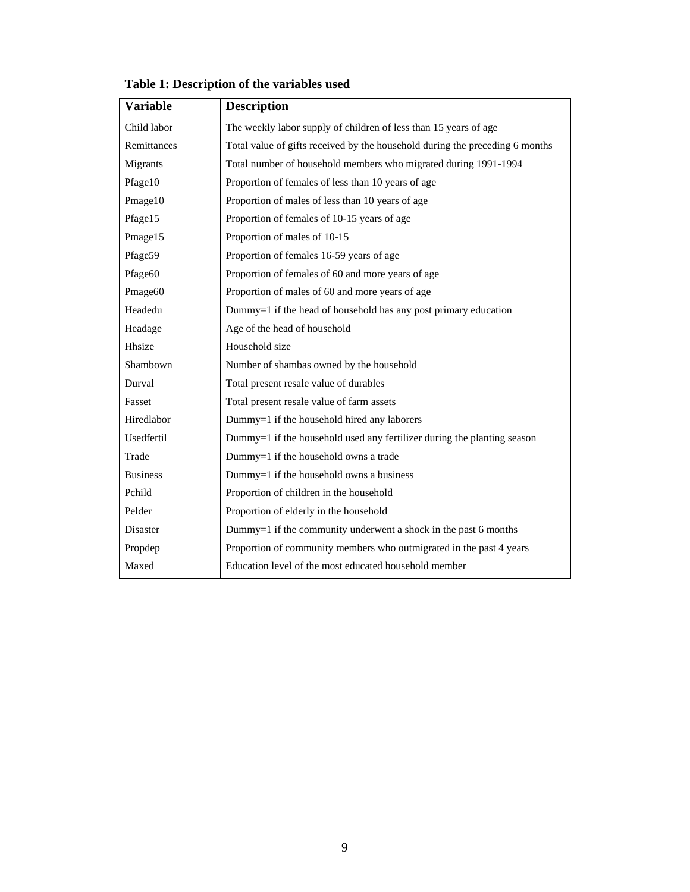**Table 1: Description of the variables used**

| Variable | Description |
|---|---|
| Child labor | The weekly labor supply of children of less than 15 years of age |
| Remittances | Total value of gifts received by the household during the preceding 6 months |
| Migrants | Total number of household members who migrated during 1991-1994 |
| Pfage10 | Proportion of females of less than 10 years of age |
| Pmage10 | Proportion of males of less than 10 years of age |
| Pfage15 | Proportion of females of 10-15 years of age |
| Pmage15 | Proportion of males of 10-15 |
| Pfage59 | Proportion of females 16-59 years of age |
| Pfage60 | Proportion of females of 60 and more years of age |
| Pmage60 | Proportion of males of 60 and more years of age |
| Headedu | Dummy=1 if the head of household has any post primary education |
| Headage | Age of the head of household |
| Hhsize | Household size |
| Shambown | Number of shambas owned by the household |
| Durval | Total present resale value of durables |
| Fasset | Total present resale value of farm assets |
| Hiredlabor | Dummy=1 if the household hired any laborers |
| Usedfertil | Dummy=1 if the household used any fertilizer during the planting season |
| Trade | Dummy=1 if the household owns a trade |
| Business | Dummy=1 if the household owns a business |
| Pchild | Proportion of children in the household |
| Pelder | Proportion of elderly in the household |
| Disaster | Dummy=1 if the community underwent a shock in the past 6 months |
| Propdep | Proportion of community members who outmigrated in the past 4 years |
| Maxed | Education level of the most educated household member |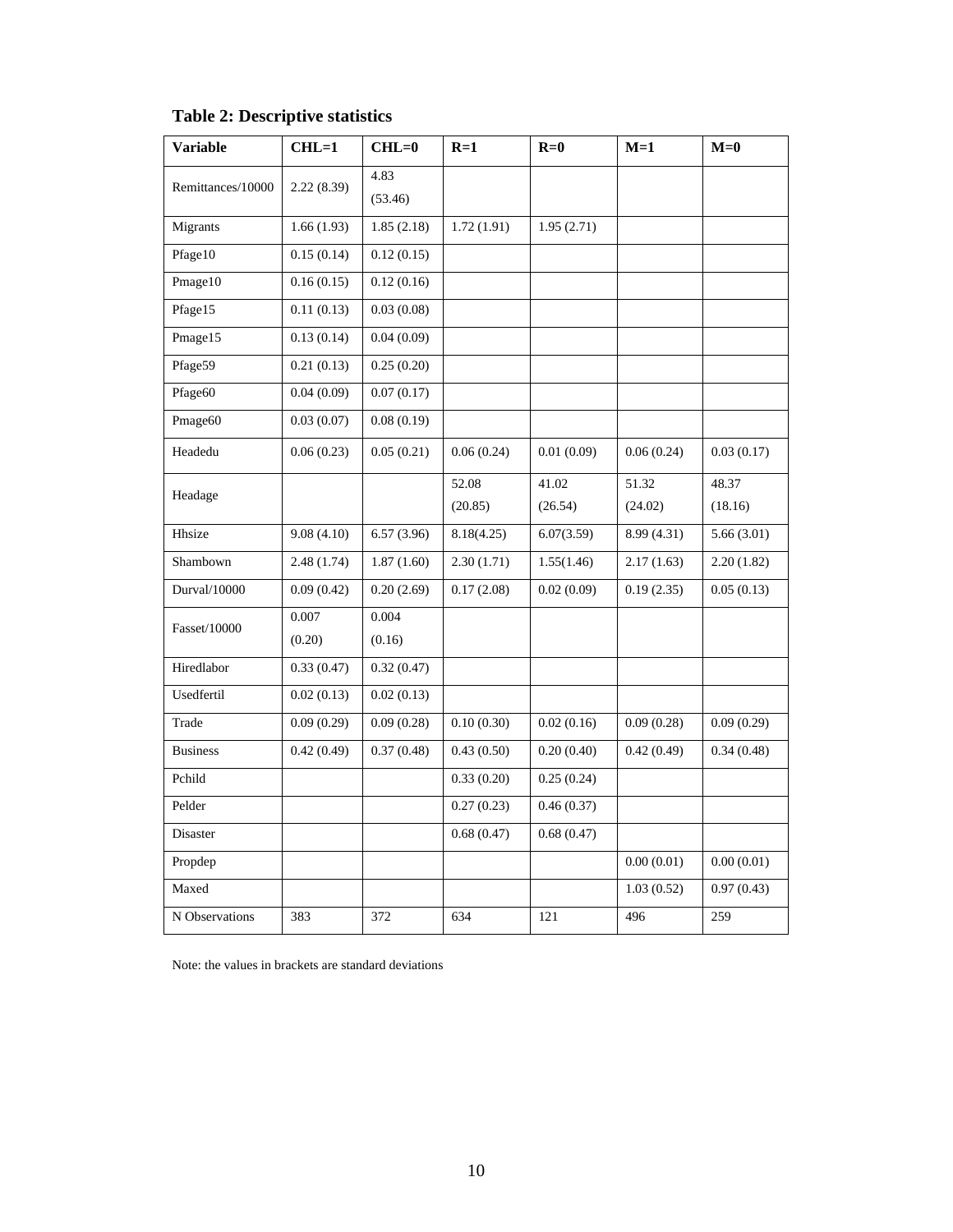**Table 2: Descriptive statistics**

| Variable | CHL=1 | CHL=0 | R=1 | R=0 | M=1 | M=0 |
|---|---|---|---|---|---|---|
| Remittances/10000 | 2.22 (8.39) | 4.83 (53.46) | | | | |
| Migrants | 1.66 (1.93) | 1.85 (2.18) | 1.72 (1.91) | 1.95 (2.71) | | |
| Pfage10 | 0.15 (0.14) | 0.12 (0.15) | | | | |
| Pmage10 | 0.16 (0.15) | 0.12 (0.16) | | | | |
| Pfage15 | 0.11 (0.13) | 0.03 (0.08) | | | | |
| Pmage15 | 0.13 (0.14) | 0.04 (0.09) | | | | |
| Pfage59 | 0.21 (0.13) | 0.25 (0.20) | | | | |
| Pfage60 | 0.04 (0.09) | 0.07 (0.17) | | | | |
| Pmage60 | 0.03 (0.07) | 0.08 (0.19) | | | | |
| Headedu | 0.06 (0.23) | 0.05 (0.21) | 0.06 (0.24) | 0.01 (0.09) | 0.06 (0.24) | 0.03 (0.17) |
| Headage | | | 52.08 (20.85) | 41.02 (26.54) | 51.32 (24.02) | 48.37 (18.16) |
| Hhsize | 9.08 (4.10) | 6.57 (3.96) | 8.18(4.25) | 6.07(3.59) | 8.99 (4.31) | 5.66 (3.01) |
| Shambown | 2.48 (1.74) | 1.87 (1.60) | 2.30 (1.71) | 1.55(1.46) | 2.17 (1.63) | 2.20 (1.82) |
| Durval/10000 | 0.09 (0.42) | 0.20 (2.69) | 0.17 (2.08) | 0.02 (0.09) | 0.19 (2.35) | 0.05 (0.13) |
| Fasset/10000 | 0.007 (0.20) | 0.004 (0.16) | | | | |
| Hiredlabor | 0.33 (0.47) | 0.32 (0.47) | | | | |
| Usedfertil | 0.02 (0.13) | 0.02 (0.13) | | | | |
| Trade | 0.09 (0.29) | 0.09 (0.28) | 0.10 (0.30) | 0.02 (0.16) | 0.09 (0.28) | 0.09 (0.29) |
| Business | 0.42 (0.49) | 0.37 (0.48) | 0.43 (0.50) | 0.20 (0.40) | 0.42 (0.49) | 0.34 (0.48) |
| Pchild | | | 0.33 (0.20) | 0.25 (0.24) | | |
| Pelder | | | 0.27 (0.23) | 0.46 (0.37) | | |
| Disaster | | | 0.68 (0.47) | 0.68 (0.47) | | |
| Propdep | | | | | 0.00 (0.01) | 0.00 (0.01) |
| Maxed | | | | | 1.03 (0.52) | 0.97 (0.43) |
| N Observations | 383 | 372 | 634 | 121 | 496 | 259 |

Note: the values in brackets are standard deviations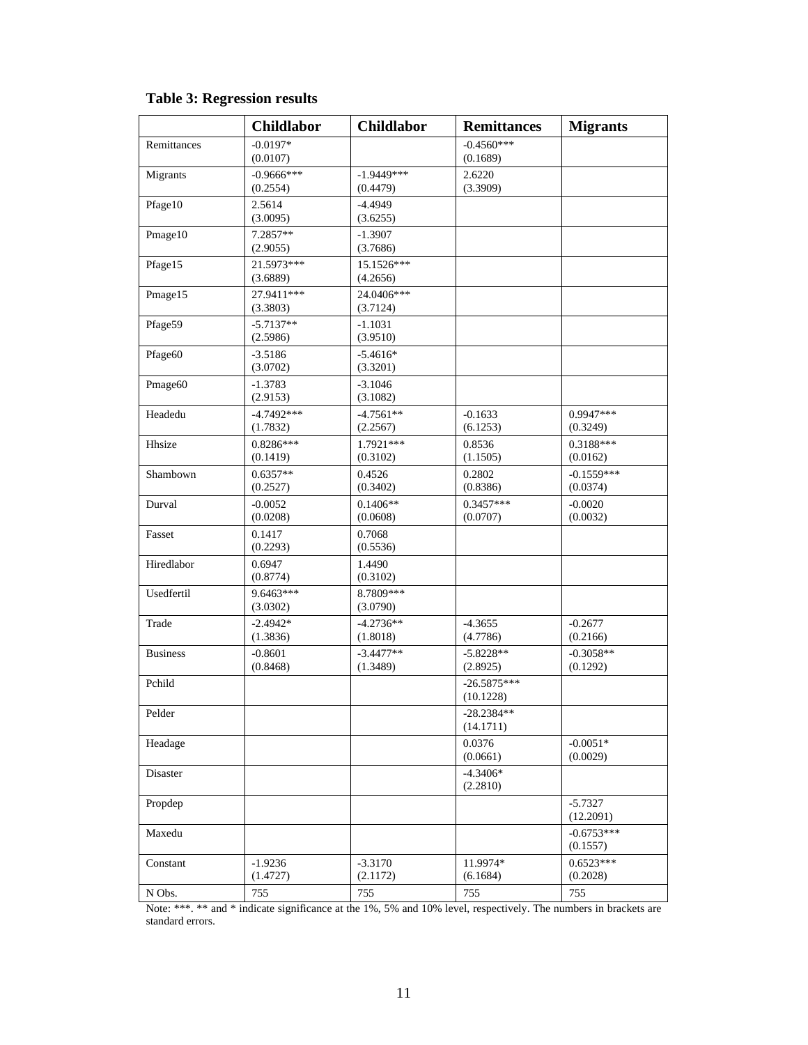**Table 3: Regression results**

| | **Childlabor** | **Childlabor** | **Remittances** | **Migrants** |
|---|---|---|---|---|
| Remittances | -0.0197*<br>(0.0107) | | -0.4560***<br>(0.1689) | |
| Migrants | -0.9666***<br>(0.2554) | -1.9449***<br>(0.4479) | 2.6220<br>(3.3909) | |
| Pfage10 | 2.5614<br>(3.0095) | -4.4949<br>(3.6255) | | |
| Pmage10 | 7.2857**<br>(2.9055) | -1.3907<br>(3.7686) | | |
| Pfage15 | 21.5973***<br>(3.6889) | 15.1526***<br>(4.2656) | | |
| Pmage15 | 27.9411***<br>(3.3803) | 24.0406***<br>(3.7124) | | |
| Pfage59 | -5.7137**<br>(2.5986) | -1.1031<br>(3.9510) | | |
| Pfage60 | -3.5186<br>(3.0702) | -5.4616*<br>(3.3201) | | |
| Pmage60 | -1.3783<br>(2.9153) | -3.1046<br>(3.1082) | | |
| Headedu | -4.7492***<br>(1.7832) | -4.7561**<br>(2.2567) | -0.1633<br>(6.1253) | 0.9947***<br>(0.3249) |
| Hhsize | 0.8286***<br>(0.1419) | 1.7921***<br>(0.3102) | 0.8536<br>(1.1505) | 0.3188***<br>(0.0162) |
| Shambown | 0.6357**<br>(0.2527) | 0.4526<br>(0.3402) | 0.2802<br>(0.8386) | -0.1559***<br>(0.0374) |
| Durval | -0.0052<br>(0.0208) | 0.1406**<br>(0.0608) | 0.3457***<br>(0.0707) | -0.0020<br>(0.0032) |
| Fasset | 0.1417<br>(0.2293) | 0.7068<br>(0.5536) | | |
| Hiredlabor | 0.6947<br>(0.8774) | 1.4490<br>(0.3102) | | |
| Usedfertil | 9.6463***<br>(3.0302) | 8.7809***<br>(3.0790) | | |
| Trade | -2.4942*<br>(1.3836) | -4.2736**<br>(1.8018) | -4.3655<br>(4.7786) | -0.2677<br>(0.2166) |
| Business | -0.8601<br>(0.8468) | -3.4477**<br>(1.3489) | -5.8228**<br>(2.8925) | -0.3058**<br>(0.1292) |
| Pchild | | | -26.5875***<br>(10.1228) | |
| Pelder | | | -28.2384**<br>(14.1711) | |
| Headage | | | 0.0376<br>(0.0661) | -0.0051*<br>(0.0029) |
| Disaster | | | -4.3406*<br>(2.2810) | |
| Propdep | | | | -5.7327<br>(12.2091) |
| Maxedu | | | | -0.6753***<br>(0.1557) |
| Constant | -1.9236<br>(1.4727) | -3.3170<br>(2.1172) | 11.9974*<br>(6.1684) | 0.6523***<br>(0.2028) |
| N Obs. | 755 | 755 | 755 | 755 |

Note: ***. ** and * indicate significance at the 1%, 5% and 10% level, respectively. The numbers in brackets are standard errors.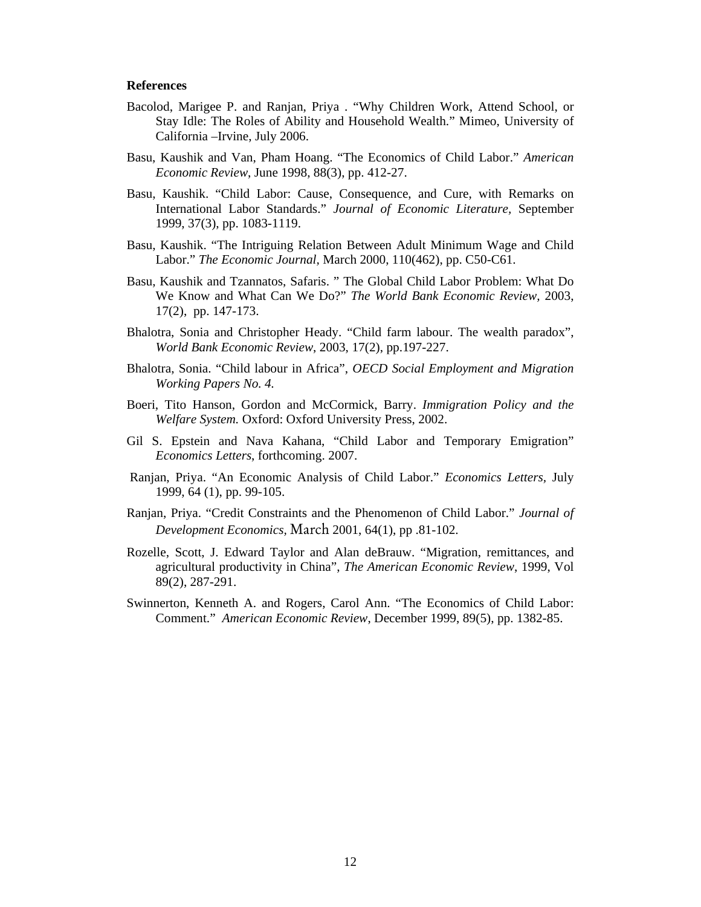**References**

Bacolod, Marigee P. and Ranjan, Priya . "Why Children Work, Attend School, or Stay Idle: The Roles of Ability and Household Wealth." Mimeo, University of California –Irvine, July 2006.

Basu, Kaushik and Van, Pham Hoang. "The Economics of Child Labor." *American Economic Review*, June 1998, 88(3), pp. 412-27.

Basu, Kaushik. "Child Labor: Cause, Consequence, and Cure, with Remarks on International Labor Standards." *Journal of Economic Literature,* September 1999, 37(3), pp. 1083-1119.

Basu, Kaushik. "The Intriguing Relation Between Adult Minimum Wage and Child Labor." *The Economic Journal,* March 2000, 110(462), pp. C50-C61.

Basu, Kaushik and Tzannatos, Safaris. " The Global Child Labor Problem: What Do We Know and What Can We Do?" *The World Bank Economic Review,* 2003, 17(2), pp. 147-173.

Bhalotra, Sonia and Christopher Heady. "Child farm labour. The wealth paradox", *World Bank Economic Review*, 2003, 17(2), pp.197-227.

Bhalotra, Sonia. "Child labour in Africa", *OECD Social Employment and Migration Working Papers No. 4.*

Boeri, Tito Hanson, Gordon and McCormick, Barry. *Immigration Policy and the Welfare System.* Oxford: Oxford University Press, 2002.

Gil S. Epstein and Nava Kahana, "Child Labor and Temporary Emigration" *Economics Letters*, forthcoming. 2007.

Ranjan, Priya. "An Economic Analysis of Child Labor." *Economics Letters*, July 1999, 64 (1), pp. 99-105.

Ranjan, Priya. "Credit Constraints and the Phenomenon of Child Labor." *Journal of Development Economics,* March 2001, 64(1), pp .81-102.

Rozelle, Scott, J. Edward Taylor and Alan deBrauw. "Migration, remittances, and agricultural productivity in China", *The American Economic Review*, 1999, Vol 89(2), 287-291.

Swinnerton, Kenneth A. and Rogers, Carol Ann. "The Economics of Child Labor: Comment." *American Economic Review*, December 1999, 89(5), pp. 1382-85.